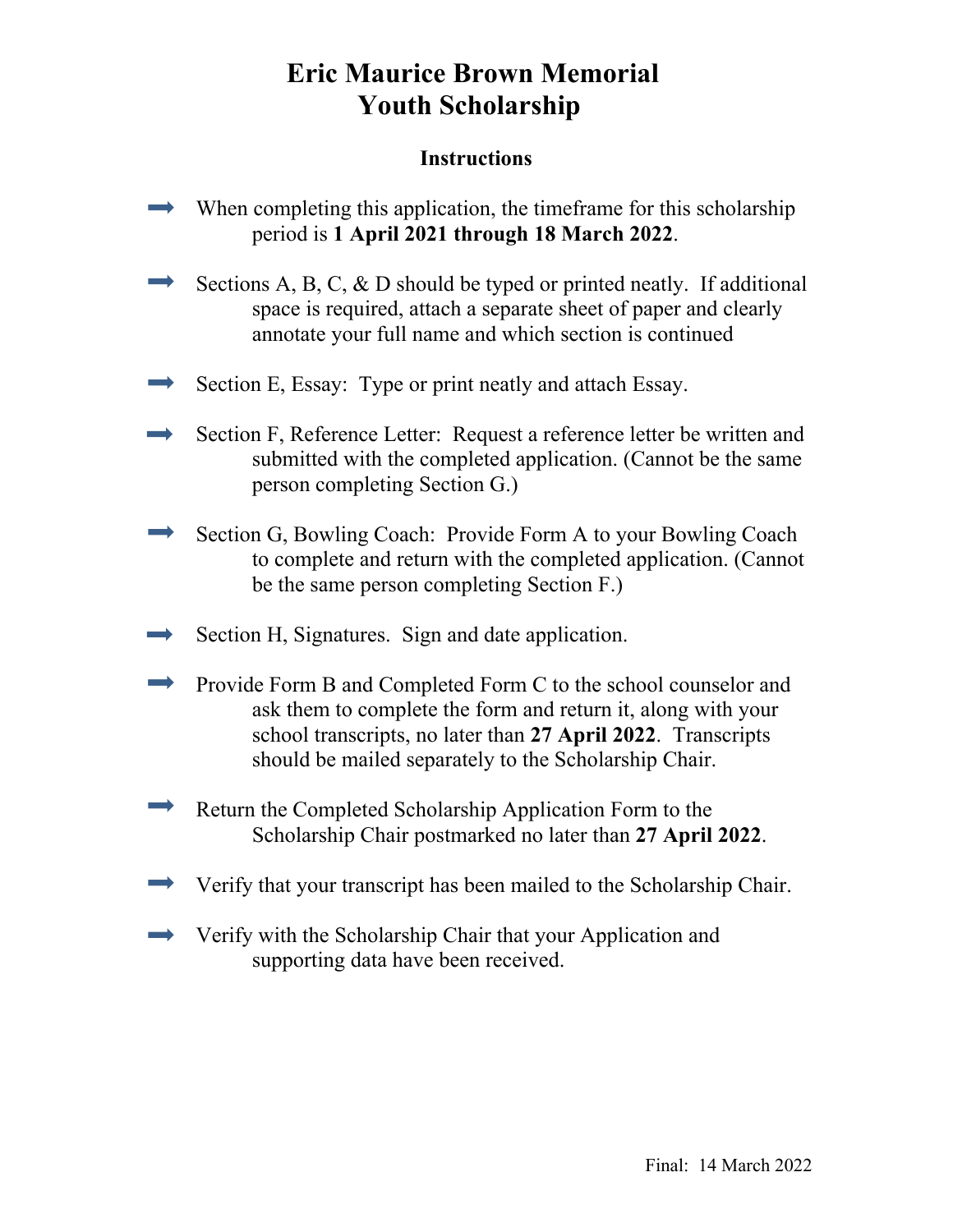# Eric Maurice Brown Memorial
# Youth Scholarship

## Instructions

- When completing this application, the timeframe for this scholarship period is **1 April 2021 through 18 March 2022**.

- Sections A, B, C, & D should be typed or printed neatly. If additional space is required, attach a separate sheet of paper and clearly annotate your full name and which section is continued

- Section E, Essay: Type or print neatly and attach Essay.

- Section F, Reference Letter: Request a reference letter be written and submitted with the completed application. (Cannot be the same person completing Section G.)

- Section G, Bowling Coach: Provide Form A to your Bowling Coach to complete and return with the completed application. (Cannot be the same person completing Section F.)

- Section H, Signatures. Sign and date application.

- Provide Form B and Completed Form C to the school counselor and ask them to complete the form and return it, along with your school transcripts, no later than **27 April 2022**. Transcripts should be mailed separately to the Scholarship Chair.

- Return the Completed Scholarship Application Form to the Scholarship Chair postmarked no later than **27 April 2022**.

- Verify that your transcript has been mailed to the Scholarship Chair.

- Verify with the Scholarship Chair that your Application and supporting data have been received.

Final: 14 March 2022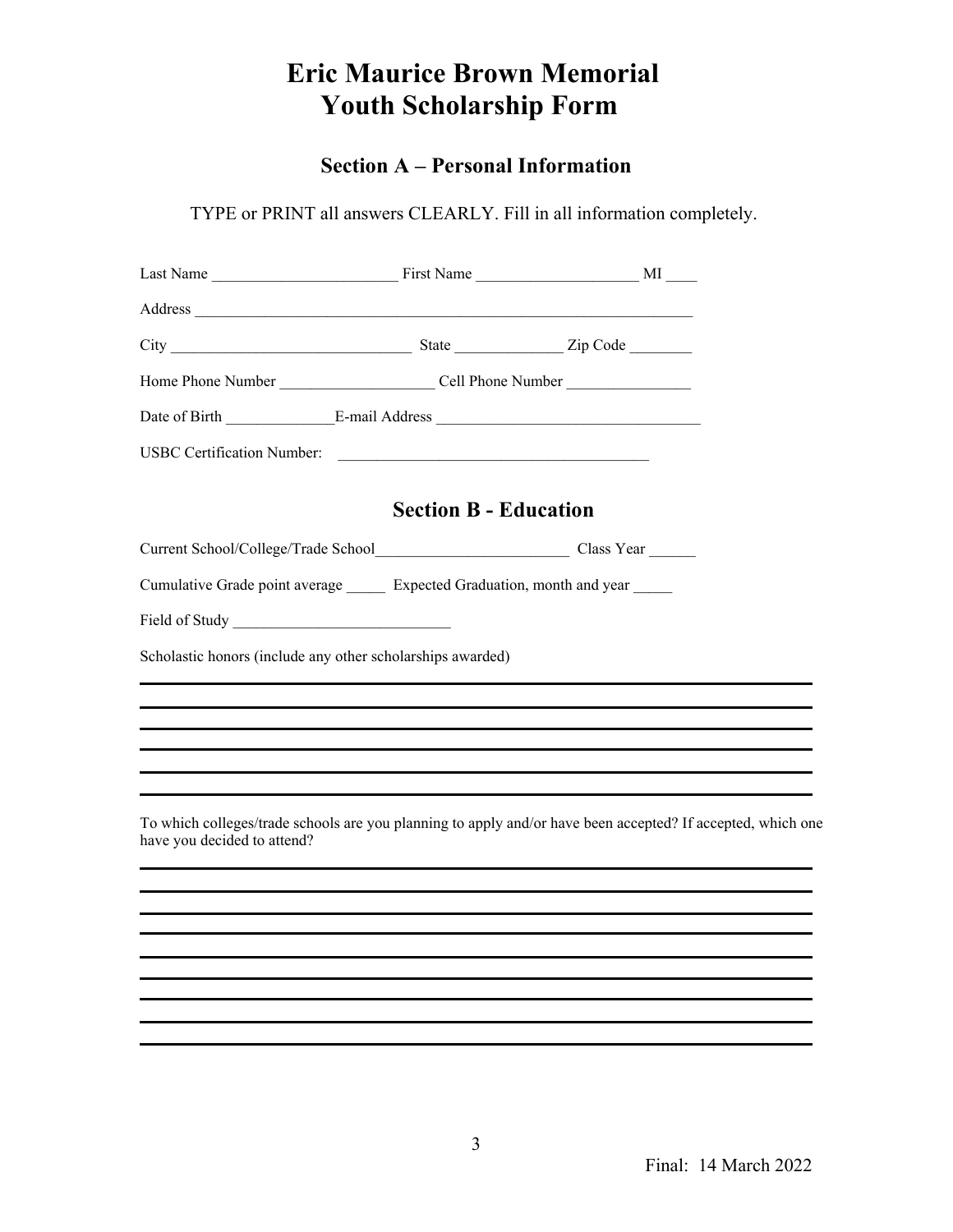# Eric Maurice Brown Memorial Youth Scholarship Form

## Section A – Personal Information

TYPE or PRINT all answers CLEARLY. Fill in all information completely.

Last Name ________________________ First Name ____________________ MI ____

Address ________________________________________________________________

City _______________________________ State ______________ Zip Code ________

Home Phone Number ___________________ Cell Phone Number _______________

Date of Birth ______________E-mail Address _________________________________

USBC Certification Number: _______________________________________

## Section B - Education

Current School/College/Trade School_________________________ Class Year ______

Cumulative Grade point average _____ Expected Graduation, month and year _____

Field of Study ____________________________

Scholastic honors (include any other scholarships awarded)

______________________________________________________________________________

______________________________________________________________________________

______________________________________________________________________________

______________________________________________________________________________

______________________________________________________________________________

______________________________________________________________________________

To which colleges/trade schools are you planning to apply and/or have been accepted? If accepted, which one have you decided to attend?

______________________________________________________________________________

______________________________________________________________________________

______________________________________________________________________________

______________________________________________________________________________

______________________________________________________________________________

______________________________________________________________________________

______________________________________________________________________________

______________________________________________________________________________

______________________________________________________________________________

Final: 14 March 2022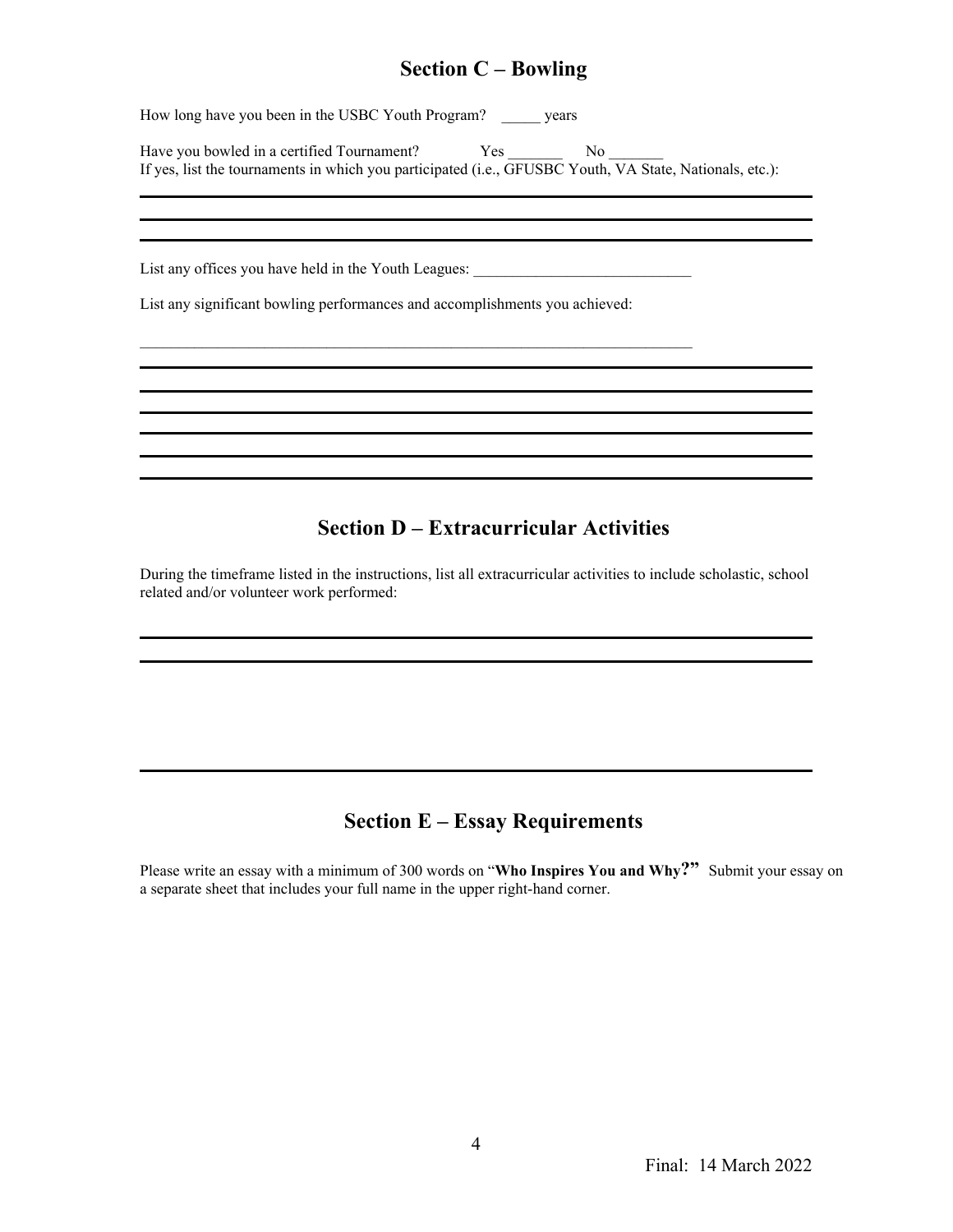## Section C – Bowling

How long have you been in the USBC Youth Program? _____ years

Have you bowled in a certified Tournament? Yes _______ No _______
If yes, list the tournaments in which you participated (i.e., GFUSBC Youth, VA State, Nationals, etc.):

List any offices you have held in the Youth Leagues: ____________________________

List any significant bowling performances and accomplishments you achieved:

## Section D – Extracurricular Activities

During the timeframe listed in the instructions, list all extracurricular activities to include scholastic, school related and/or volunteer work performed:

## Section E – Essay Requirements

Please write an essay with a minimum of 300 words on "**Who Inspires You and Why?**" Submit your essay on a separate sheet that includes your full name in the upper right-hand corner.

Final: 14 March 2022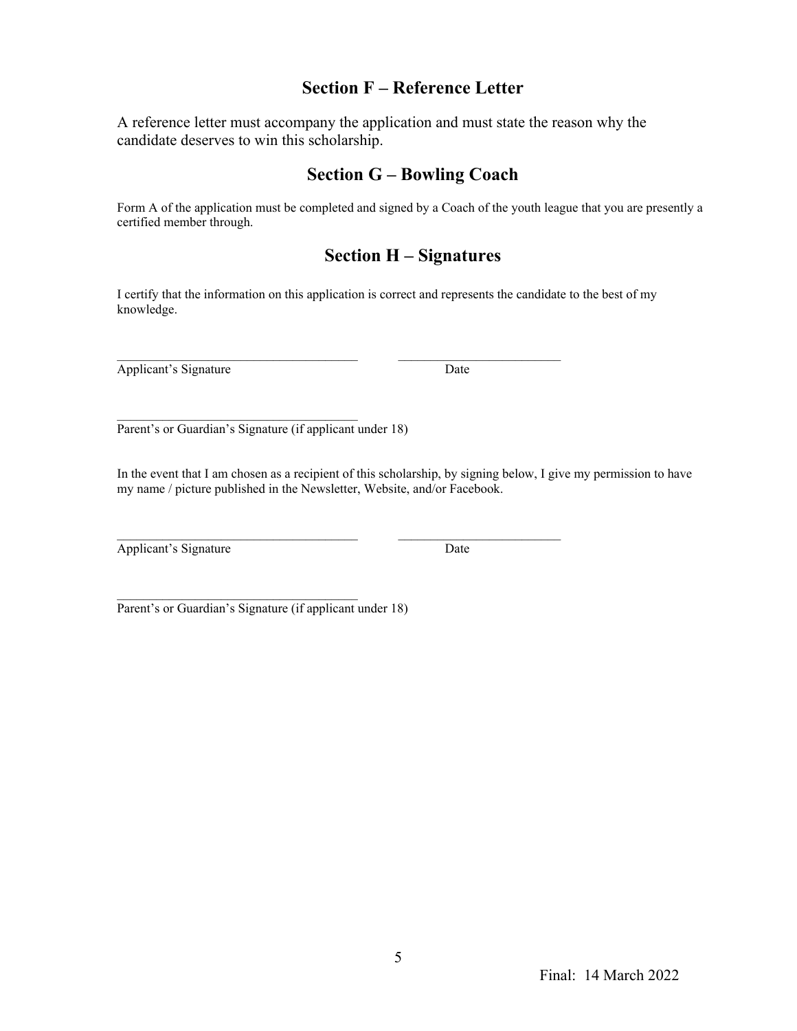## Section F – Reference Letter

A reference letter must accompany the application and must state the reason why the candidate deserves to win this scholarship.

## Section G – Bowling Coach

Form A of the application must be completed and signed by a Coach of the youth league that you are presently a certified member through.

## Section H – Signatures

I certify that the information on this application is correct and represents the candidate to the best of my knowledge.

_____________________________________ _________________________

Applicant's Signature Date

_____________________________________

Parent's or Guardian's Signature (if applicant under 18)

In the event that I am chosen as a recipient of this scholarship, by signing below, I give my permission to have my name / picture published in the Newsletter, Website, and/or Facebook.

_____________________________________ _________________________

Applicant's Signature Date

_____________________________________

Parent's or Guardian's Signature (if applicant under 18)

Final: 14 March 2022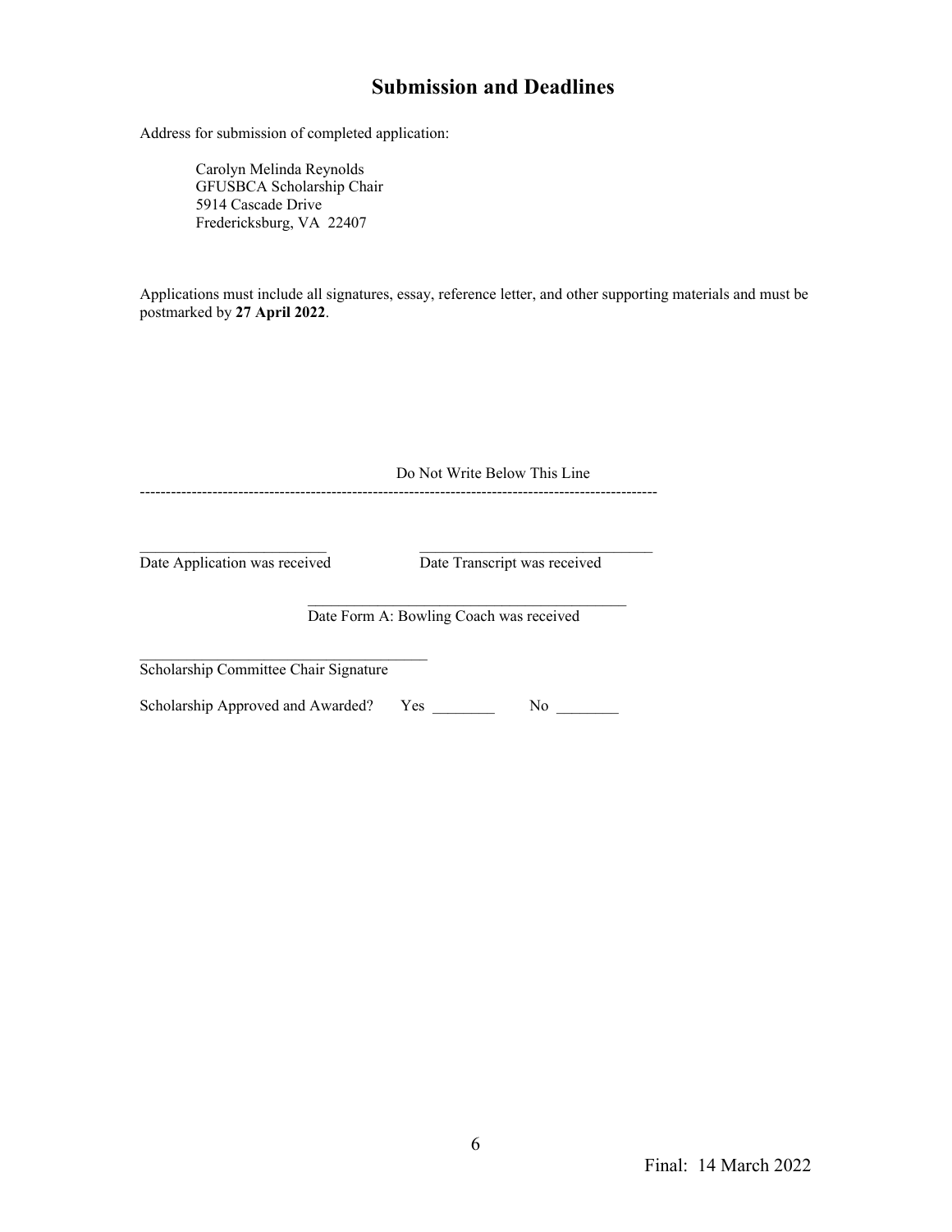## Submission and Deadlines

Address for submission of completed application:

Carolyn Melinda Reynolds
GFUSBCA Scholarship Chair
5914 Cascade Drive
Fredericksburg, VA 22407

Applications must include all signatures, essay, reference letter, and other supporting materials and must be postmarked by **27 April 2022**.

Do Not Write Below This Line

---

________________________ Date Application was received

______________________________ Date Transcript was received

_________________________________________ Date Form A: Bowling Coach was received

_____________________________________ Scholarship Committee Chair Signature

Scholarship Approved and Awarded? Yes ________ No ________

Final: 14 March 2022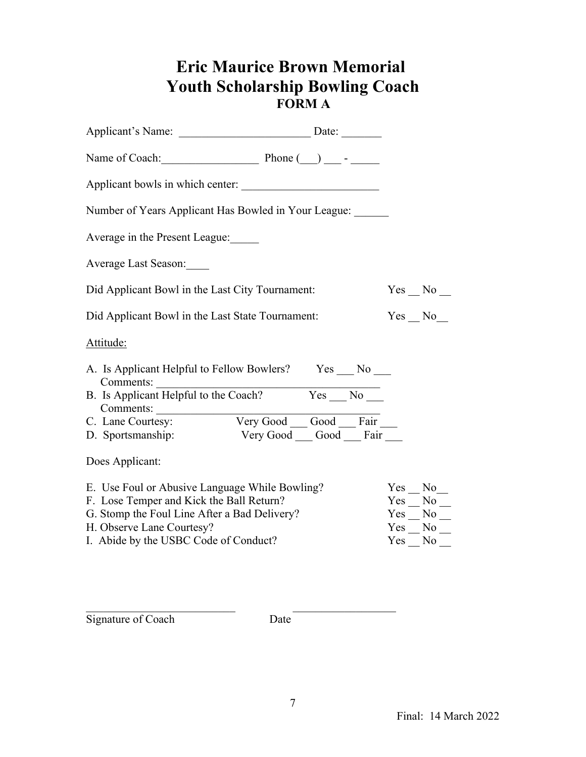# Eric Maurice Brown Memorial Youth Scholarship Bowling Coach

## FORM A

Applicant's Name: _______________________ Date: _______

Name of Coach:_________________ Phone (___) ___ - _____

Applicant bowls in which center: _______________________

Number of Years Applicant Has Bowled in Your League: ______

Average in the Present League:_____

Average Last Season:____

Did Applicant Bowl in the Last City Tournament: Yes __ No __

Did Applicant Bowl in the Last State Tournament: Yes __ No__

Attitude:

A. Is Applicant Helpful to Fellow Bowlers? Yes ___ No ___
   Comments: ________________________________________

B. Is Applicant Helpful to the Coach? Yes ___ No ___
   Comments: ________________________________________

C. Lane Courtesy: Very Good ___ Good ___ Fair ___

D. Sportsmanship: Very Good ___ Good ___ Fair ___

Does Applicant:

E. Use Foul or Abusive Language While Bowling? Yes __ No__

F. Lose Temper and Kick the Ball Return? Yes __ No __

G. Stomp the Foul Line After a Bad Delivery? Yes __ No __

H. Observe Lane Courtesy? Yes __ No __

I. Abide by the USBC Code of Conduct? Yes __ No __

___________________________ __________________

Signature of Coach Date

Final: 14 March 2022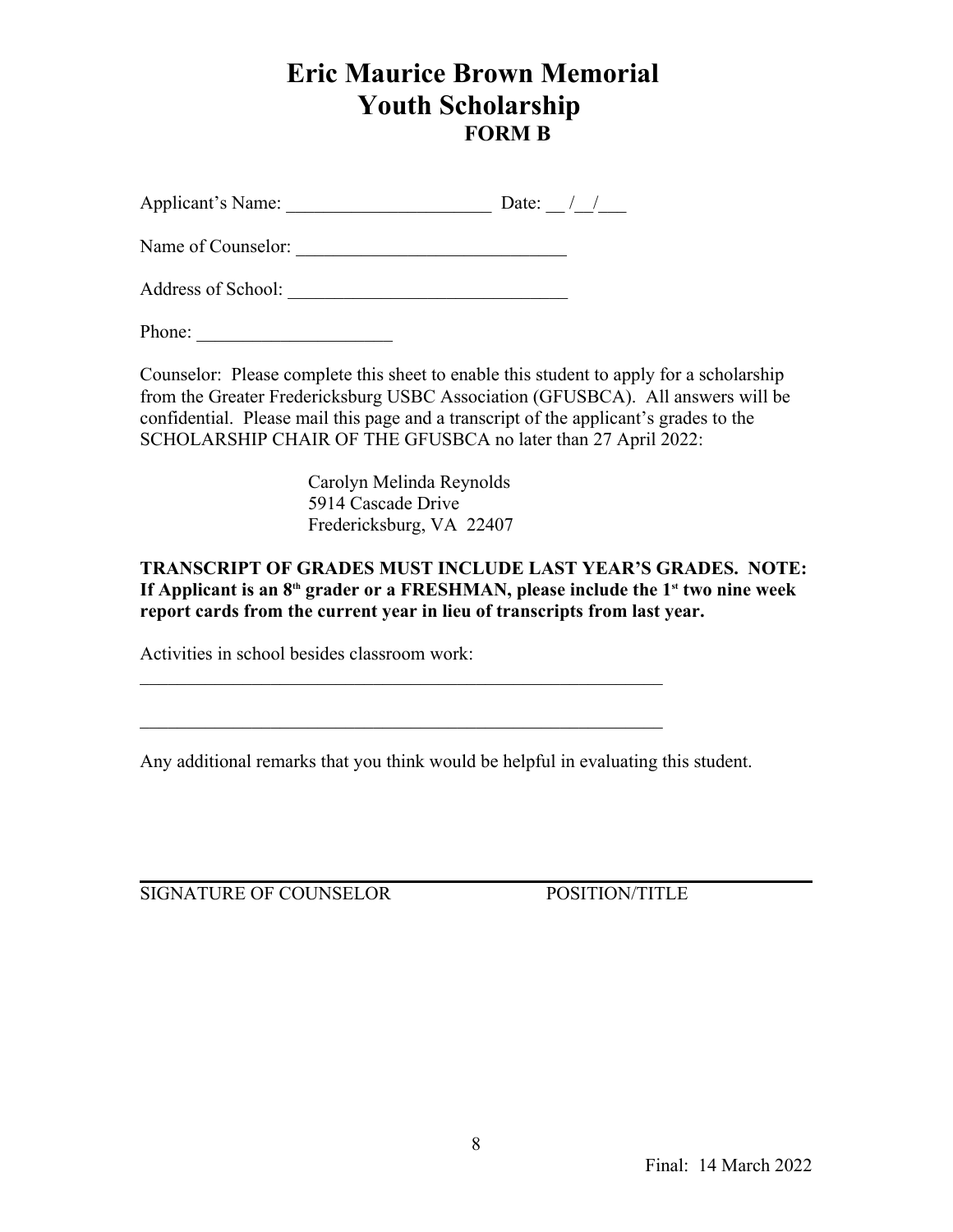# Eric Maurice Brown Memorial Youth Scholarship

## FORM B

Applicant's Name: ______________________ Date: __ /__/___

Name of Counselor: _____________________________

Address of School: ______________________________

Phone: _____________________

Counselor: Please complete this sheet to enable this student to apply for a scholarship from the Greater Fredericksburg USBC Association (GFUSBCA). All answers will be confidential. Please mail this page and a transcript of the applicant's grades to the SCHOLARSHIP CHAIR OF THE GFUSBCA no later than 27 April 2022:

Carolyn Melinda Reynolds
5914 Cascade Drive
Fredericksburg, VA 22407

**TRANSCRIPT OF GRADES MUST INCLUDE LAST YEAR'S GRADES. NOTE: If Applicant is an 8th grader or a FRESHMAN, please include the 1st two nine week report cards from the current year in lieu of transcripts from last year.**

Activities in school besides classroom work:

___________________________________________________________

___________________________________________________________

Any additional remarks that you think would be helpful in evaluating this student.

_____________________________________________________________________________

SIGNATURE OF COUNSELOR POSITION/TITLE

Final: 14 March 2022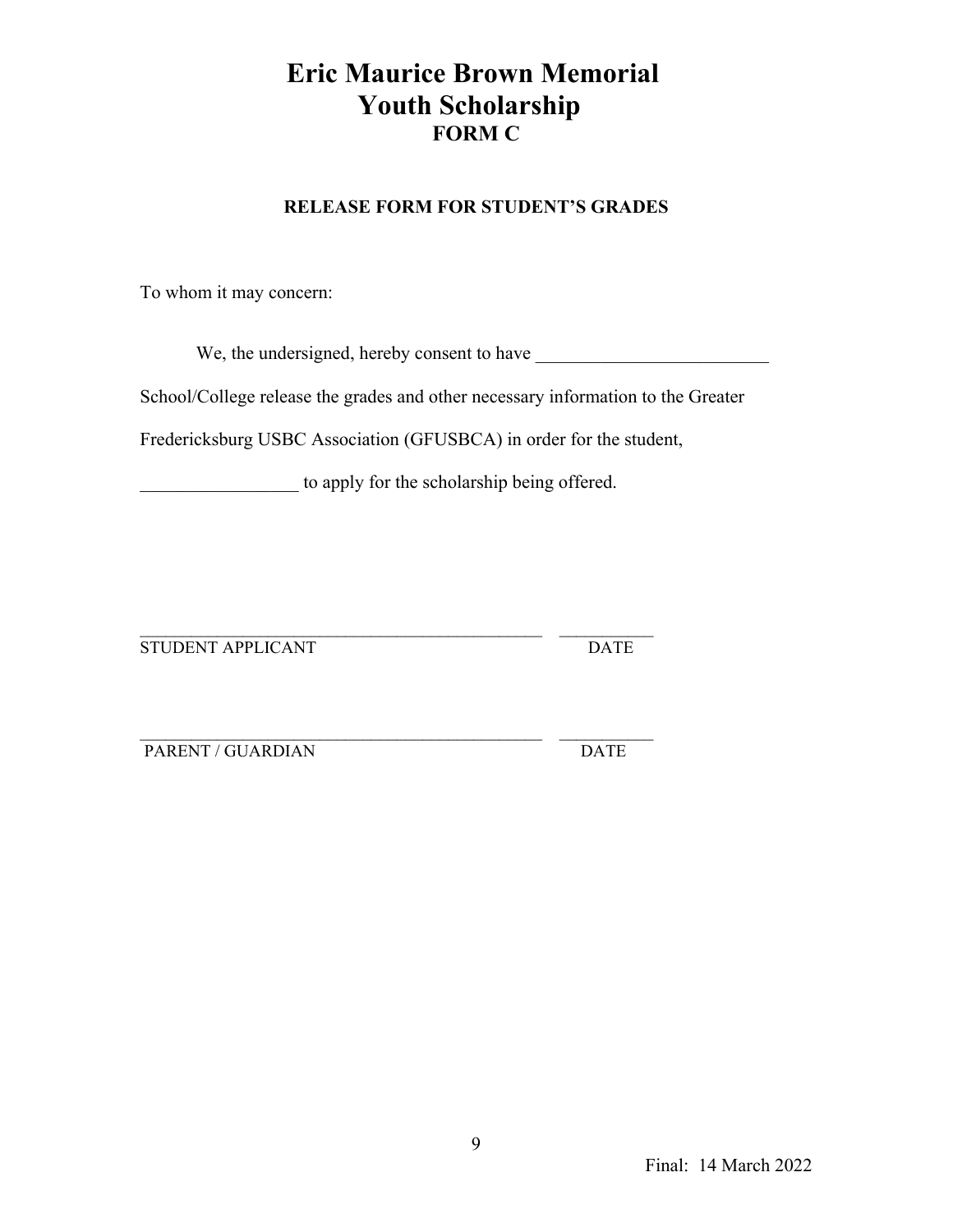# Eric Maurice Brown Memorial Youth Scholarship

## FORM C

### RELEASE FORM FOR STUDENT'S GREADES

To whom it may concern:

We, the undersigned, hereby consent to have _________________________ School/College release the grades and other necessary information to the Greater Fredericksburg USBC Association (GFUSBCA) in order for the student, _________________ to apply for the scholarship being offered.

_______________________________________________ ___________
STUDENT APPLICANT DATE

_______________________________________________ ___________
PARENT / GUARDIAN DATE

Final: 14 March 2022

# Eric Maurice Brown Memorial Youth Scholarship

## FORM C

### RELEASE FORM FOR STUDENT'S GRADES

To whom it may concern:

We, the undersigned, hereby consent to have _________________________ School/College release the grades and other necessary information to the Greater Fredericksburg USBC Association (GFUSBCA) in order for the student, _________________ to apply for the scholarship being offered.

_______________________________________________ ___________
STUDENT APPLICANT DATE

_______________________________________________ ___________
PARENT / GUARDIAN DATE

Final: 14 March 2022